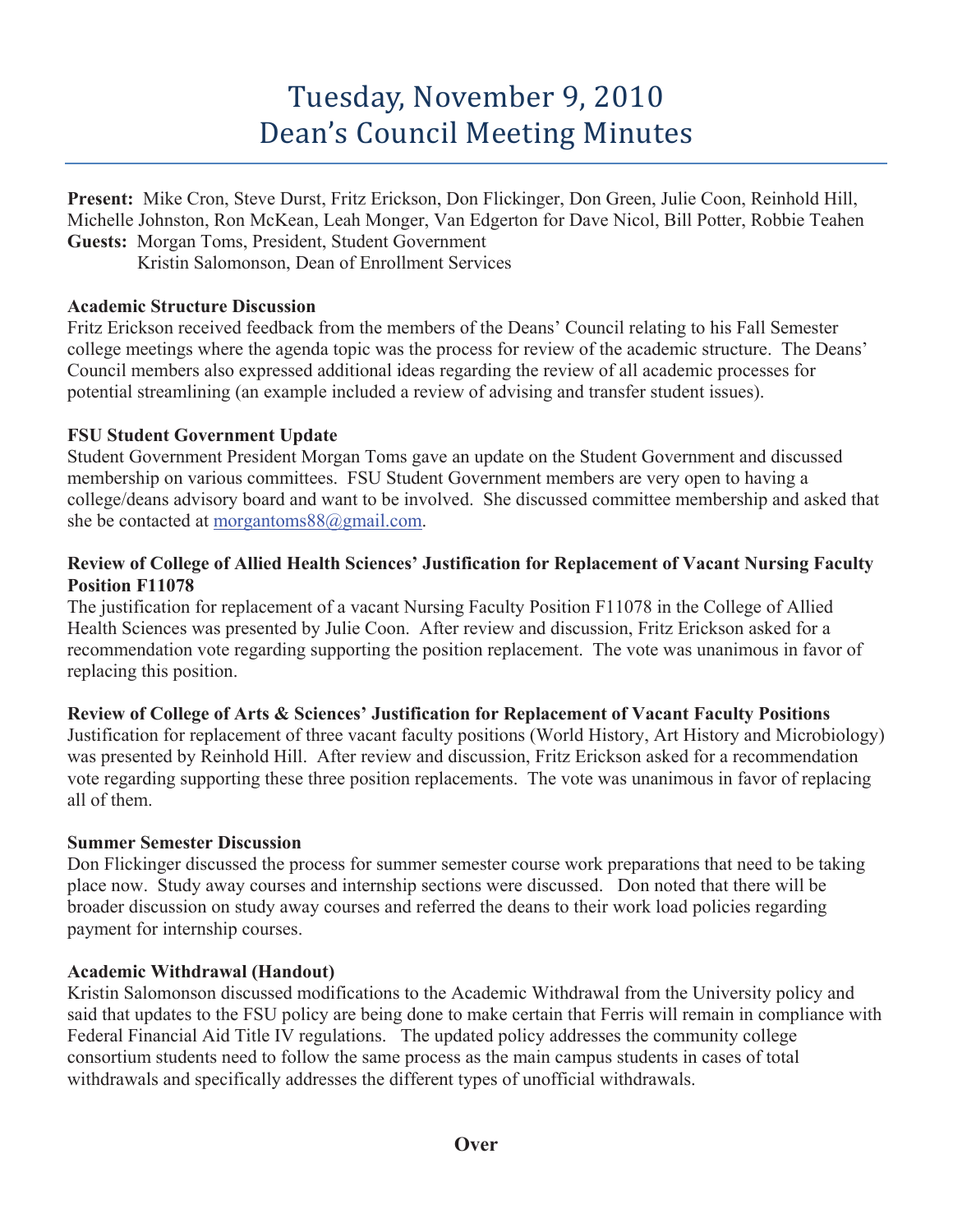# Tuesday, November 9, 2010
# Dean's Council Meeting Minutes

**Present:** Mike Cron, Steve Durst, Fritz Erickson, Don Flickinger, Don Green, Julie Coon, Reinhold Hill, Michelle Johnston, Ron McKean, Leah Monger, Van Edgerton for Dave Nicol, Bill Potter, Robbie Teahen
**Guests:** Morgan Toms, President, Student Government
Kristin Salomonson, Dean of Enrollment Services

**Academic Structure Discussion**
Fritz Erickson received feedback from the members of the Deans' Council relating to his Fall Semester college meetings where the agenda topic was the process for review of the academic structure. The Deans' Council members also expressed additional ideas regarding the review of all academic processes for potential streamlining (an example included a review of advising and transfer student issues).

**FSU Student Government Update**
Student Government President Morgan Toms gave an update on the Student Government and discussed membership on various committees. FSU Student Government members are very open to having a college/deans advisory board and want to be involved. She discussed committee membership and asked that she be contacted at morgantoms88@gmail.com.

**Review of College of Allied Health Sciences' Justification for Replacement of Vacant Nursing Faculty Position F11078**
The justification for replacement of a vacant Nursing Faculty Position F11078 in the College of Allied Health Sciences was presented by Julie Coon. After review and discussion, Fritz Erickson asked for a recommendation vote regarding supporting the position replacement. The vote was unanimous in favor of replacing this position.

**Review of College of Arts & Sciences' Justification for Replacement of Vacant Faculty Positions**
Justification for replacement of three vacant faculty positions (World History, Art History and Microbiology) was presented by Reinhold Hill. After review and discussion, Fritz Erickson asked for a recommendation vote regarding supporting these three position replacements. The vote was unanimous in favor of replacing all of them.

**Summer Semester Discussion**
Don Flickinger discussed the process for summer semester course work preparations that need to be taking place now. Study away courses and internship sections were discussed. Don noted that there will be broader discussion on study away courses and referred the deans to their work load policies regarding payment for internship courses.

**Academic Withdrawal (Handout)**
Kristin Salomonson discussed modifications to the Academic Withdrawal from the University policy and said that updates to the FSU policy are being done to make certain that Ferris will remain in compliance with Federal Financial Aid Title IV regulations. The updated policy addresses the community college consortium students need to follow the same process as the main campus students in cases of total withdrawals and specifically addresses the different types of unofficial withdrawals.

**Over**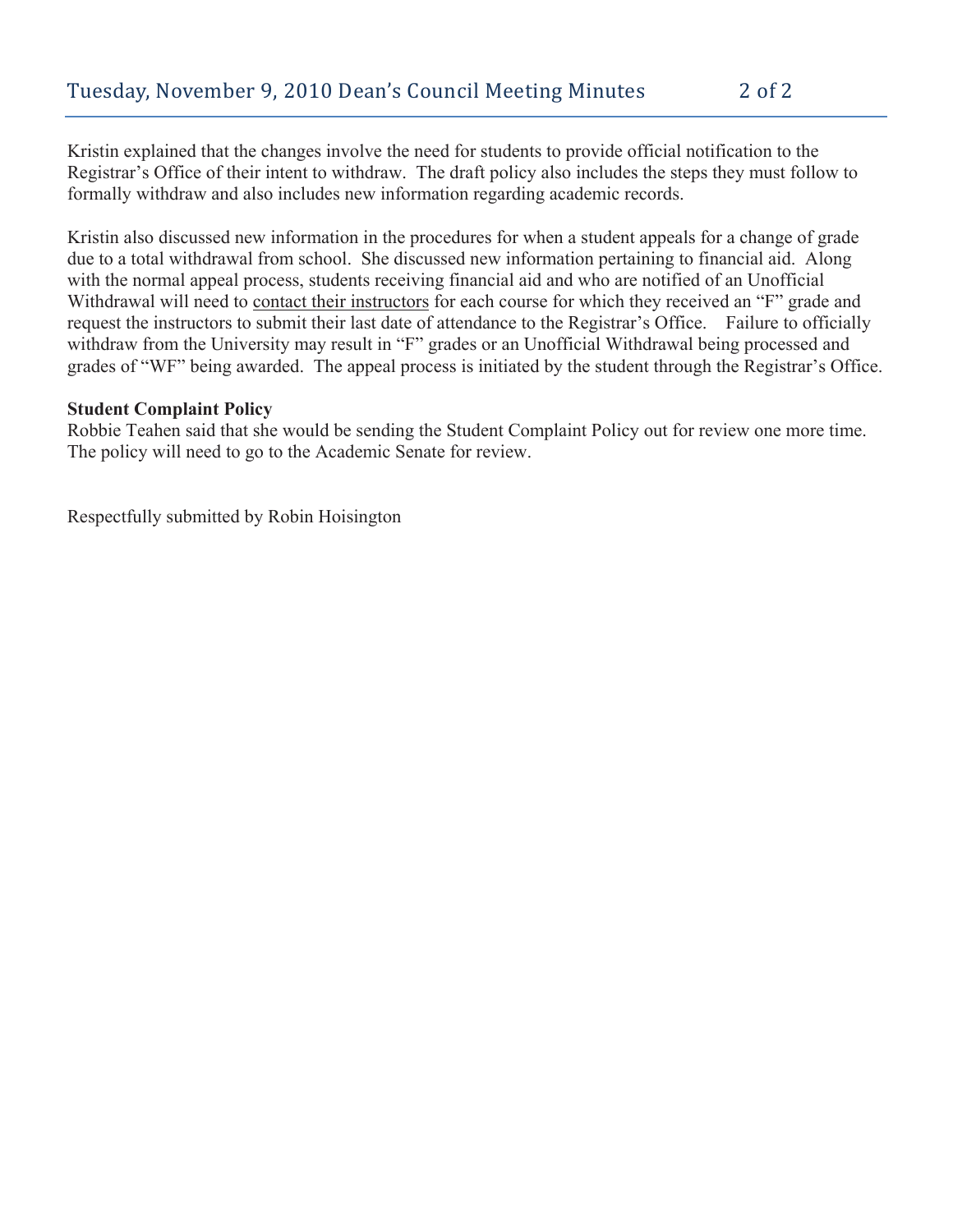Kristin explained that the changes involve the need for students to provide official notification to the Registrar's Office of their intent to withdraw. The draft policy also includes the steps they must follow to formally withdraw and also includes new information regarding academic records.

Kristin also discussed new information in the procedures for when a student appeals for a change of grade due to a total withdrawal from school. She discussed new information pertaining to financial aid. Along with the normal appeal process, students receiving financial aid and who are notified of an Unofficial Withdrawal will need to contact their instructors for each course for which they received an "F" grade and request the instructors to submit their last date of attendance to the Registrar's Office. Failure to officially withdraw from the University may result in "F" grades or an Unofficial Withdrawal being processed and grades of "WF" being awarded. The appeal process is initiated by the student through the Registrar's Office.

**Student Complaint Policy**
Robbie Teahen said that she would be sending the Student Complaint Policy out for review one more time. The policy will need to go to the Academic Senate for review.

Respectfully submitted by Robin Hoisington